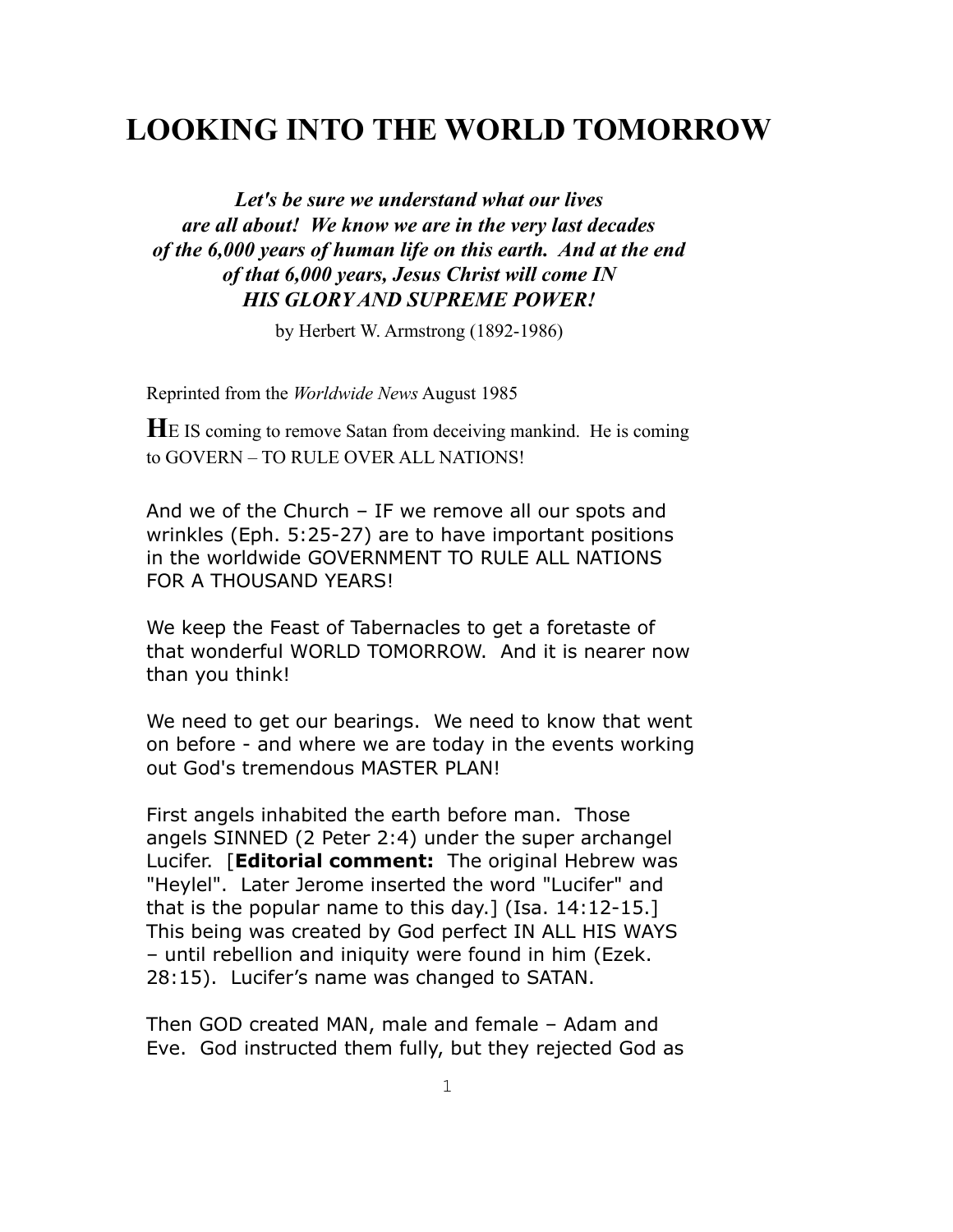# LOOKING INTO THE WORLD TOMORROW

***Let's be sure we understand what our lives are all about! We know we are in the very last decades of the 6,000 years of human life on this earth. And at the end of that 6,000 years, Jesus Christ will come IN HIS GLORY AND SUPREME POWER!***

by Herbert W. Armstrong (1892-1986)

Reprinted from the *Worldwide News* August 1985

**H**E IS coming to remove Satan from deceiving mankind. He is coming to GOVERN – TO RULE OVER ALL NATIONS!

And we of the Church – IF we remove all our spots and wrinkles (Eph. 5:25-27) are to have important positions in the worldwide GOVERNMENT TO RULE ALL NATIONS FOR A THOUSAND YEARS!

We keep the Feast of Tabernacles to get a foretaste of that wonderful WORLD TOMORROW. And it is nearer now than you think!

We need to get our bearings. We need to know that went on before - and where we are today in the events working out God's tremendous MASTER PLAN!

First angels inhabited the earth before man. Those angels SINNED (2 Peter 2:4) under the super archangel Lucifer. [**Editorial comment:** The original Hebrew was "Heylel". Later Jerome inserted the word "Lucifer" and that is the popular name to this day.] (Isa. 14:12-15.] This being was created by God perfect IN ALL HIS WAYS – until rebellion and iniquity were found in him (Ezek. 28:15). Lucifer's name was changed to SATAN.

Then GOD created MAN, male and female – Adam and Eve. God instructed them fully, but they rejected God as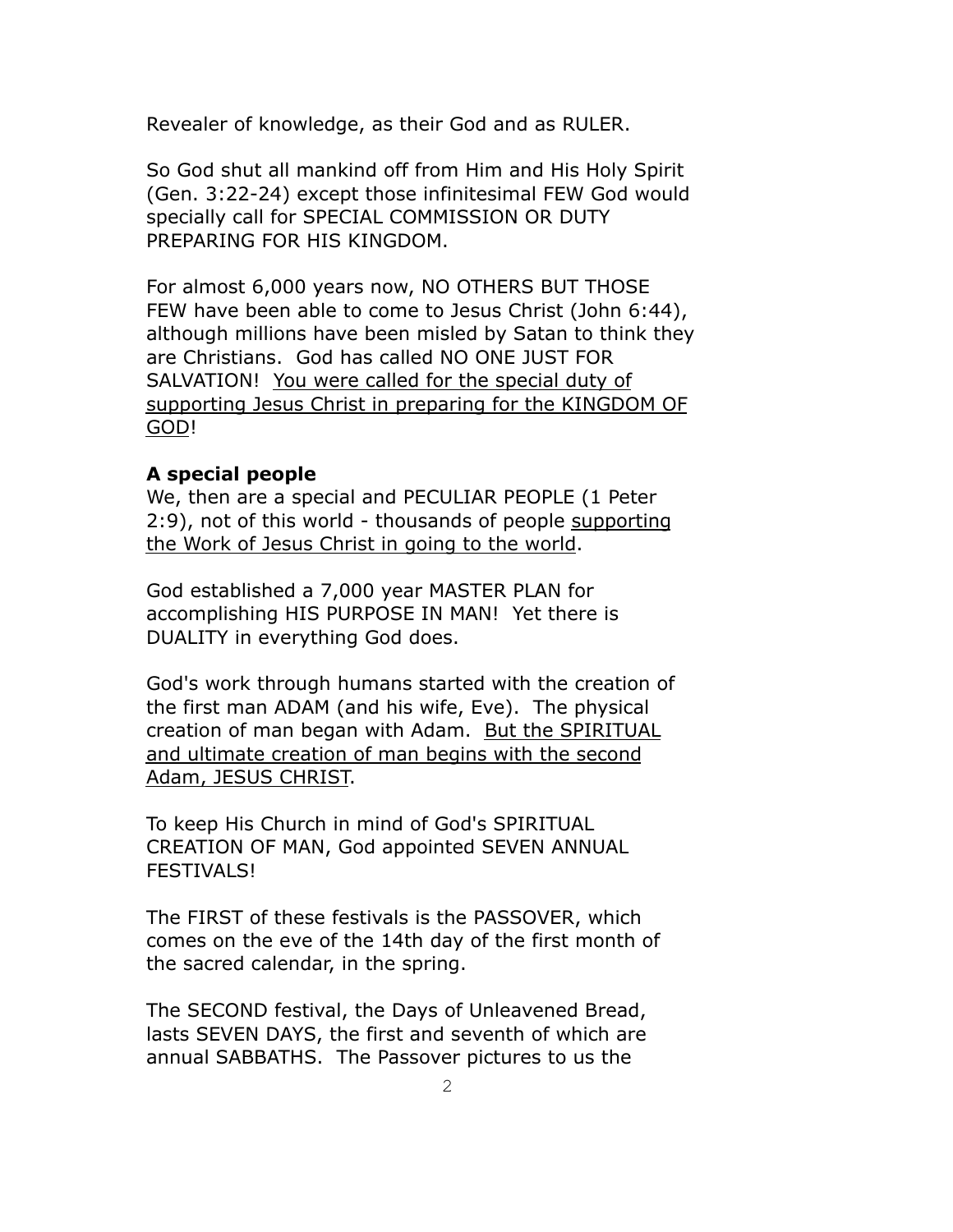Revealer of knowledge, as their God and as RULER.

So God shut all mankind off from Him and His Holy Spirit (Gen. 3:22-24) except those infinitesimal FEW God would specially call for SPECIAL COMMISSION OR DUTY PREPARING FOR HIS KINGDOM.

For almost 6,000 years now, NO OTHERS BUT THOSE FEW have been able to come to Jesus Christ (John 6:44), although millions have been misled by Satan to think they are Christians. God has called NO ONE JUST FOR SALVATION! <u>You were called for the special duty of supporting Jesus Christ in preparing for the KINGDOM OF GOD</u>!

**A special people**

We, then are a special and PECULIAR PEOPLE (1 Peter 2:9), not of this world - thousands of people <u>supporting the Work of Jesus Christ in going to the world</u>.

God established a 7,000 year MASTER PLAN for accomplishing HIS PURPOSE IN MAN! Yet there is DUALITY in everything God does.

God's work through humans started with the creation of the first man ADAM (and his wife, Eve). The physical creation of man began with Adam. <u>But the SPIRITUAL and ultimate creation of man begins with the second Adam, JESUS CHRIST</u>.

To keep His Church in mind of God's SPIRITUAL CREATION OF MAN, God appointed SEVEN ANNUAL FESTIVALS!

The FIRST of these festivals is the PASSOVER, which comes on the eve of the 14th day of the first month of the sacred calendar, in the spring.

The SECOND festival, the Days of Unleavened Bread, lasts SEVEN DAYS, the first and seventh of which are annual SABBATHS. The Passover pictures to us the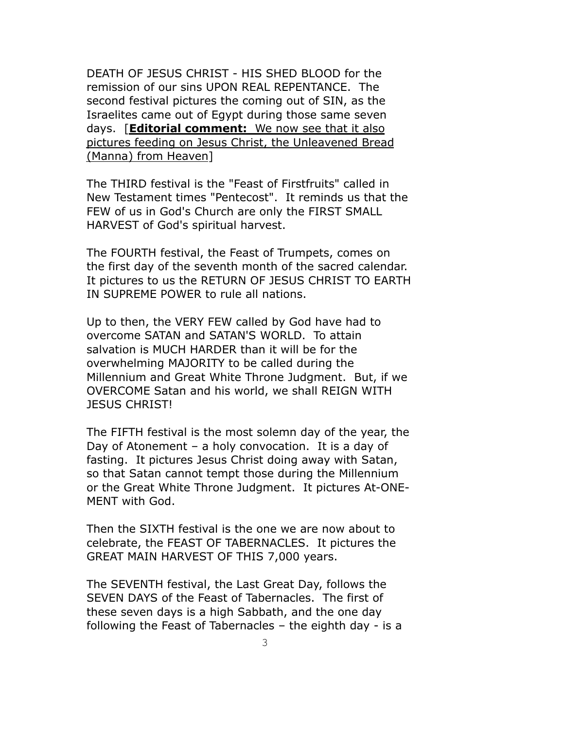DEATH OF JESUS CHRIST - HIS SHED BLOOD for the remission of our sins UPON REAL REPENTANCE. The second festival pictures the coming out of SIN, as the Israelites came out of Egypt during those same seven days. [**Editorial comment:** <u>We now see that it also pictures feeding on Jesus Christ, the Unleavened Bread (Manna) from Heaven</u>]

The THIRD festival is the "Feast of Firstfruits" called in New Testament times "Pentecost". It reminds us that the FEW of us in God's Church are only the FIRST SMALL HARVEST of God's spiritual harvest.

The FOURTH festival, the Feast of Trumpets, comes on the first day of the seventh month of the sacred calendar. It pictures to us the RETURN OF JESUS CHRIST TO EARTH IN SUPREME POWER to rule all nations.

Up to then, the VERY FEW called by God have had to overcome SATAN and SATAN'S WORLD. To attain salvation is MUCH HARDER than it will be for the overwhelming MAJORITY to be called during the Millennium and Great White Throne Judgment. But, if we OVERCOME Satan and his world, we shall REIGN WITH JESUS CHRIST!

The FIFTH festival is the most solemn day of the year, the Day of Atonement – a holy convocation. It is a day of fasting. It pictures Jesus Christ doing away with Satan, so that Satan cannot tempt those during the Millennium or the Great White Throne Judgment. It pictures At-ONE-MENT with God.

Then the SIXTH festival is the one we are now about to celebrate, the FEAST OF TABERNACLES. It pictures the GREAT MAIN HARVEST OF THIS 7,000 years.

The SEVENTH festival, the Last Great Day, follows the SEVEN DAYS of the Feast of Tabernacles. The first of these seven days is a high Sabbath, and the one day following the Feast of Tabernacles – the eighth day - is a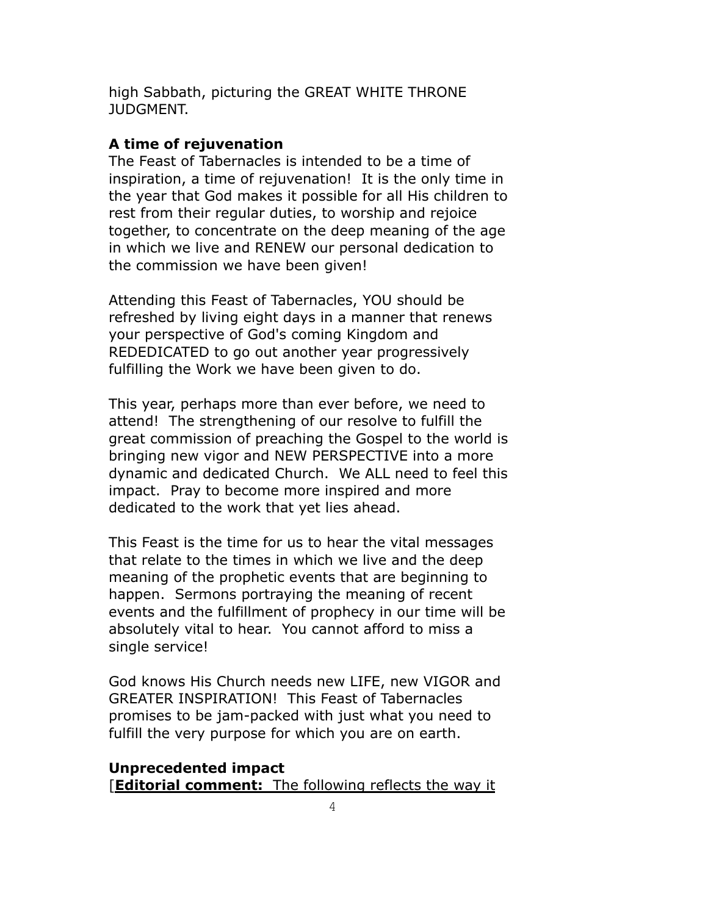high Sabbath, picturing the GREAT WHITE THRONE JUDGMENT.

**A time of rejuvenation**

The Feast of Tabernacles is intended to be a time of inspiration, a time of rejuvenation! It is the only time in the year that God makes it possible for all His children to rest from their regular duties, to worship and rejoice together, to concentrate on the deep meaning of the age in which we live and RENEW our personal dedication to the commission we have been given!

Attending this Feast of Tabernacles, YOU should be refreshed by living eight days in a manner that renews your perspective of God's coming Kingdom and REDEDICATED to go out another year progressively fulfilling the Work we have been given to do.

This year, perhaps more than ever before, we need to attend! The strengthening of our resolve to fulfill the great commission of preaching the Gospel to the world is bringing new vigor and NEW PERSPECTIVE into a more dynamic and dedicated Church. We ALL need to feel this impact. Pray to become more inspired and more dedicated to the work that yet lies ahead.

This Feast is the time for us to hear the vital messages that relate to the times in which we live and the deep meaning of the prophetic events that are beginning to happen. Sermons portraying the meaning of recent events and the fulfillment of prophecy in our time will be absolutely vital to hear. You cannot afford to miss a single service!

God knows His Church needs new LIFE, new VIGOR and GREATER INSPIRATION! This Feast of Tabernacles promises to be jam-packed with just what you need to fulfill the very purpose for which you are on earth.

**Unprecedented impact**

[**Editorial comment:** The following reflects the way it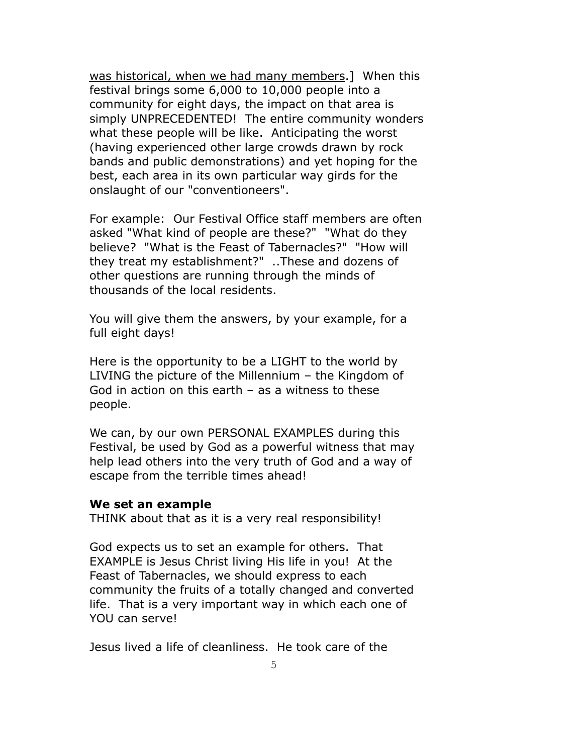<u>was historical, when we had many members</u>.] When this festival brings some 6,000 to 10,000 people into a community for eight days, the impact on that area is simply UNPRECEDENTED! The entire community wonders what these people will be like. Anticipating the worst (having experienced other large crowds drawn by rock bands and public demonstrations) and yet hoping for the best, each area in its own particular way girds for the onslaught of our "conventioneers".

For example: Our Festival Office staff members are often asked "What kind of people are these?" "What do they believe? "What is the Feast of Tabernacles?" "How will they treat my establishment?" ..These and dozens of other questions are running through the minds of thousands of the local residents.

You will give them the answers, by your example, for a full eight days!

Here is the opportunity to be a LIGHT to the world by LIVING the picture of the Millennium – the Kingdom of God in action on this earth – as a witness to these people.

We can, by our own PERSONAL EXAMPLES during this Festival, be used by God as a powerful witness that may help lead others into the very truth of God and a way of escape from the terrible times ahead!

**We set an example**

THINK about that as it is a very real responsibility!

God expects us to set an example for others. That EXAMPLE is Jesus Christ living His life in you! At the Feast of Tabernacles, we should express to each community the fruits of a totally changed and converted life. That is a very important way in which each one of YOU can serve!

Jesus lived a life of cleanliness. He took care of the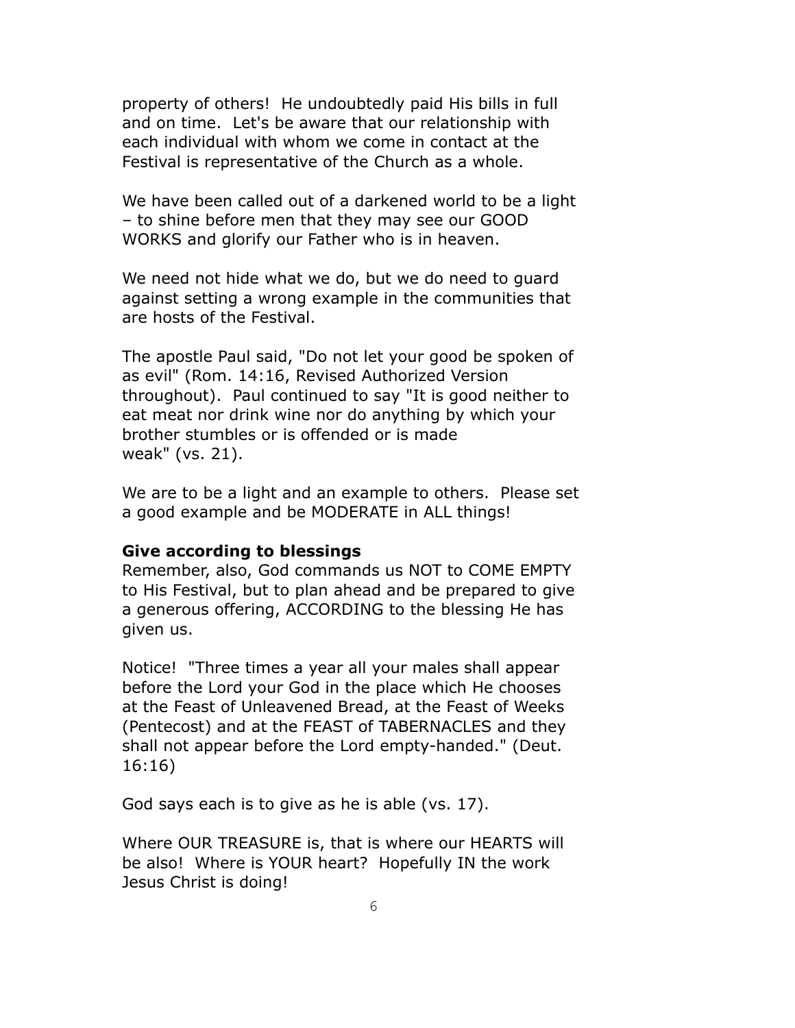property of others! He undoubtedly paid His bills in full and on time. Let's be aware that our relationship with each individual with whom we come in contact at the Festival is representative of the Church as a whole.

We have been called out of a darkened world to be a light – to shine before men that they may see our GOOD WORKS and glorify our Father who is in heaven.

We need not hide what we do, but we do need to guard against setting a wrong example in the communities that are hosts of the Festival.

The apostle Paul said, "Do not let your good be spoken of as evil" (Rom. 14:16, Revised Authorized Version throughout). Paul continued to say "It is good neither to eat meat nor drink wine nor do anything by which your brother stumbles or is offended or is made weak" (vs. 21).

We are to be a light and an example to others. Please set a good example and be MODERATE in ALL things!

**Give according to blessings**

Remember, also, God commands us NOT to COME EMPTY to His Festival, but to plan ahead and be prepared to give a generous offering, ACCORDING to the blessing He has given us.

Notice! "Three times a year all your males shall appear before the Lord your God in the place which He chooses at the Feast of Unleavened Bread, at the Feast of Weeks (Pentecost) and at the FEAST of TABERNACLES and they shall not appear before the Lord empty-handed." (Deut. 16:16)

God says each is to give as he is able (vs. 17).

Where OUR TREASURE is, that is where our HEARTS will be also! Where is YOUR heart? Hopefully IN the work Jesus Christ is doing!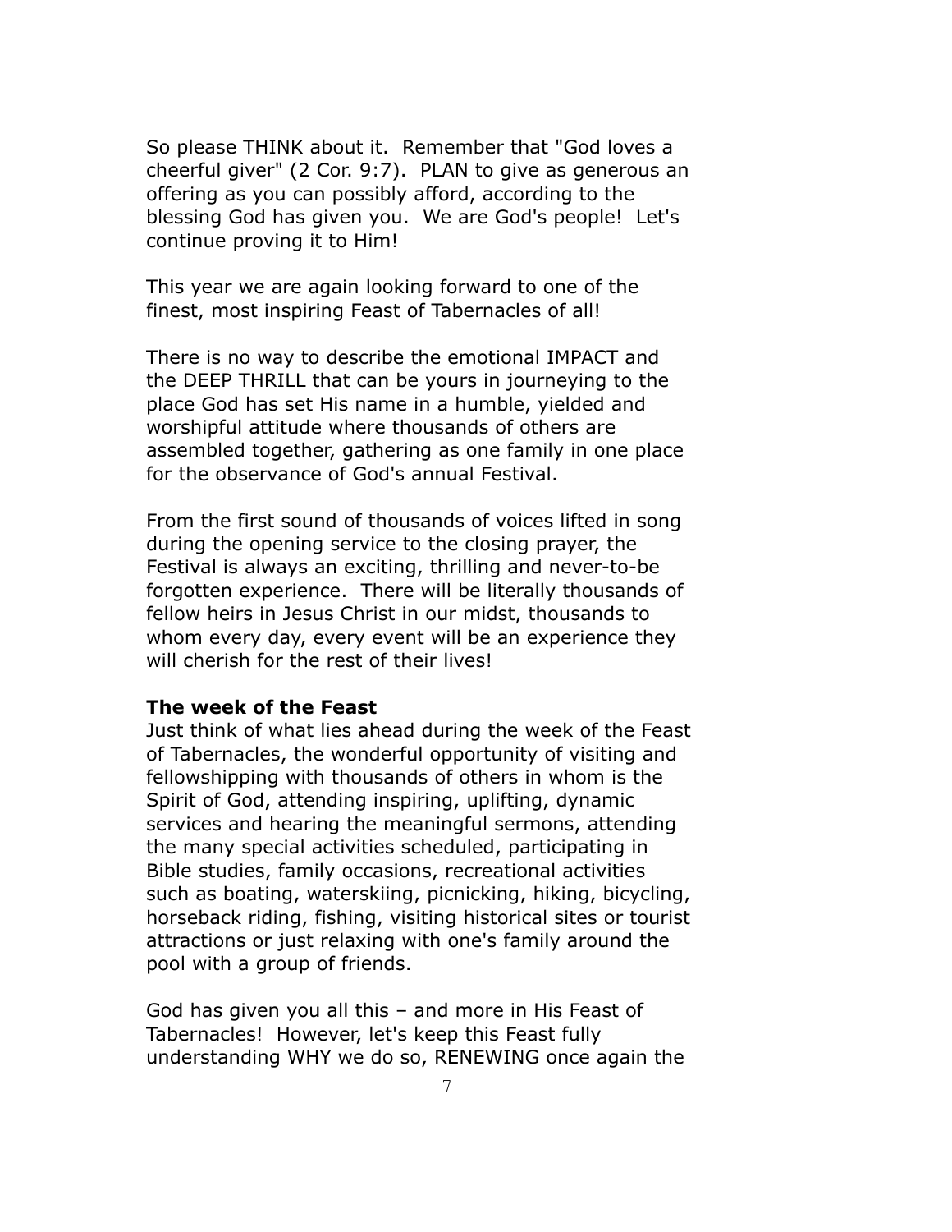So please THINK about it. Remember that "God loves a cheerful giver" (2 Cor. 9:7). PLAN to give as generous an offering as you can possibly afford, according to the blessing God has given you. We are God's people! Let's continue proving it to Him!

This year we are again looking forward to one of the finest, most inspiring Feast of Tabernacles of all!

There is no way to describe the emotional IMPACT and the DEEP THRILL that can be yours in journeying to the place God has set His name in a humble, yielded and worshipful attitude where thousands of others are assembled together, gathering as one family in one place for the observance of God's annual Festival.

From the first sound of thousands of voices lifted in song during the opening service to the closing prayer, the Festival is always an exciting, thrilling and never-to-be forgotten experience. There will be literally thousands of fellow heirs in Jesus Christ in our midst, thousands to whom every day, every event will be an experience they will cherish for the rest of their lives!

**The week of the Feast**

Just think of what lies ahead during the week of the Feast of Tabernacles, the wonderful opportunity of visiting and fellowshipping with thousands of others in whom is the Spirit of God, attending inspiring, uplifting, dynamic services and hearing the meaningful sermons, attending the many special activities scheduled, participating in Bible studies, family occasions, recreational activities such as boating, waterskiing, picnicking, hiking, bicycling, horseback riding, fishing, visiting historical sites or tourist attractions or just relaxing with one's family around the pool with a group of friends.

God has given you all this – and more in His Feast of Tabernacles! However, let's keep this Feast fully understanding WHY we do so, RENEWING once again the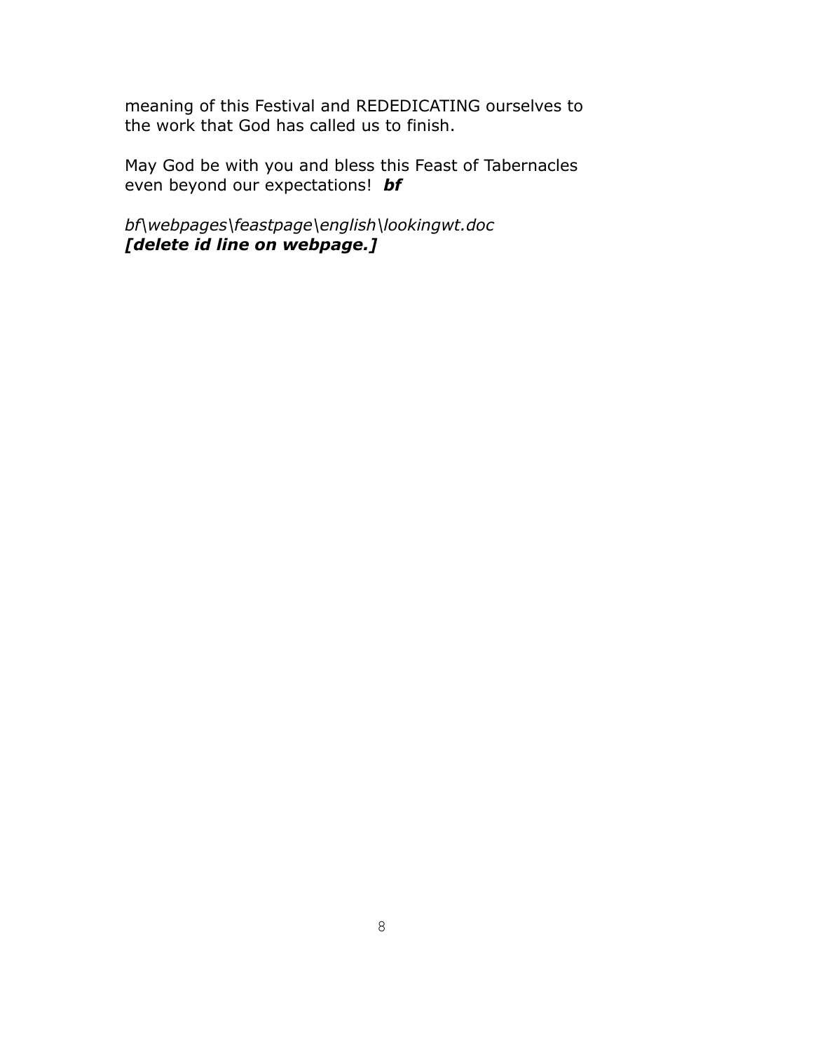meaning of this Festival and REDEDICATING ourselves to the work that God has called us to finish.

May God be with you and bless this Feast of Tabernacles even beyond our expectations! ***bf***

*bf\webpages\feastpage\english\lookingwt.doc*
***[delete id line on webpage.]***